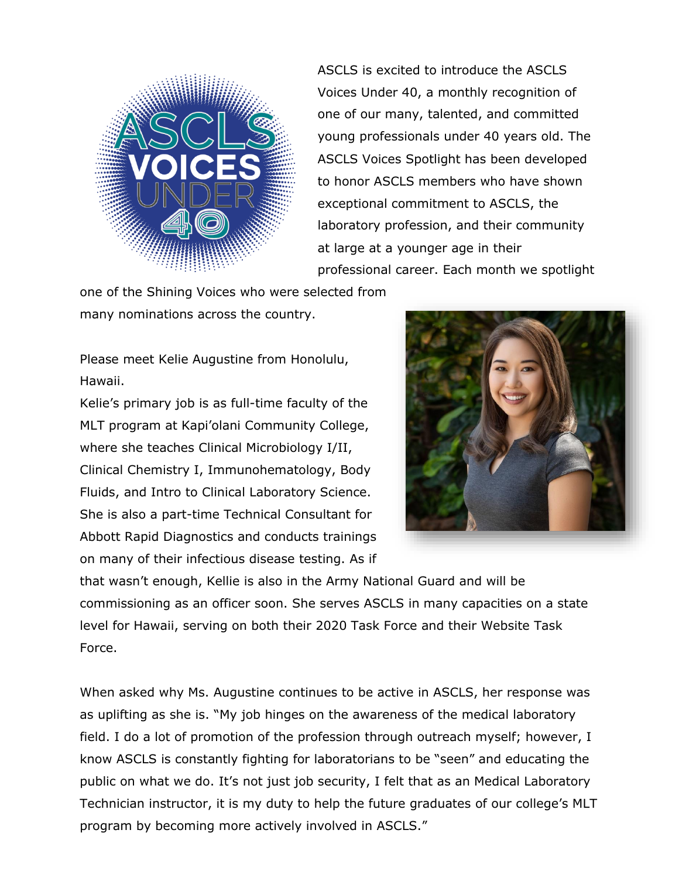ASCLS is excited to introduce the ASCLS Voices Under 40, a monthly recognition of one of our many, talented, and committed young professionals under 40 years old. The ASCLS Voices Spotlight has been developed to honor ASCLS members who have shown exceptional commitment to ASCLS, the laboratory profession, and their community at large at a younger age in their professional career. Each month we spotlight one of the Shining Voices who were selected from many nominations across the country.

Please meet Kelie Augustine from Honolulu, Hawaii.

Kelie's primary job is as full-time faculty of the MLT program at Kapi'olani Community College, where she teaches Clinical Microbiology I/II, Clinical Chemistry I, Immunohematology, Body Fluids, and Intro to Clinical Laboratory Science. She is also a part-time Technical Consultant for Abbott Rapid Diagnostics and conducts trainings on many of their infectious disease testing. As if that wasn't enough, Kellie is also in the Army National Guard and will be commissioning as an officer soon. She serves ASCLS in many capacities on a state level for Hawaii, serving on both their 2020 Task Force and their Website Task Force.

When asked why Ms. Augustine continues to be active in ASCLS, her response was as uplifting as she is. "My job hinges on the awareness of the medical laboratory field. I do a lot of promotion of the profession through outreach myself; however, I know ASCLS is constantly fighting for laboratorians to be "seen" and educating the public on what we do. It's not just job security, I felt that as an Medical Laboratory Technician instructor, it is my duty to help the future graduates of our college's MLT program by becoming more actively involved in ASCLS."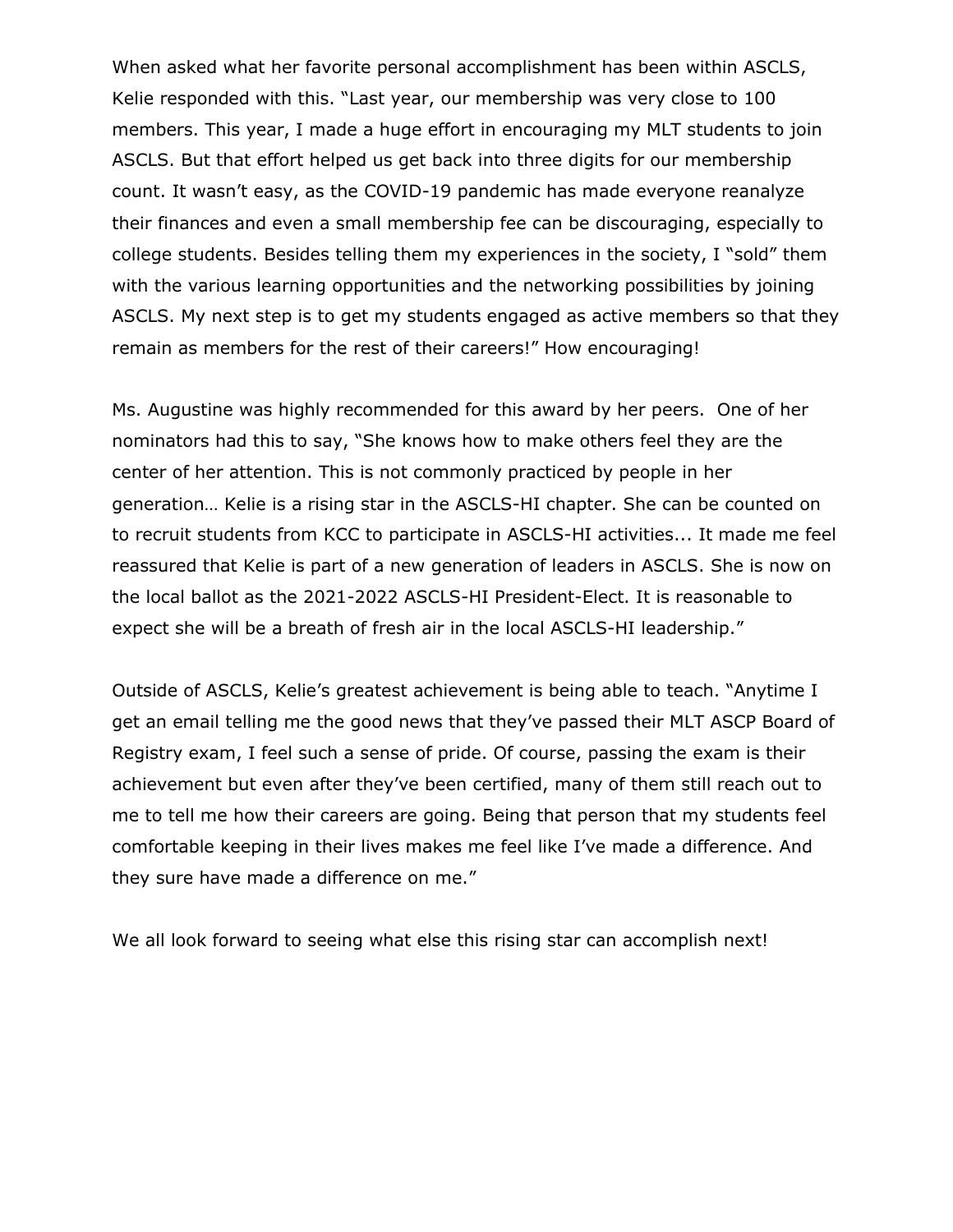When asked what her favorite personal accomplishment has been within ASCLS, Kelie responded with this. "Last year, our membership was very close to 100 members. This year, I made a huge effort in encouraging my MLT students to join ASCLS. But that effort helped us get back into three digits for our membership count. It wasn't easy, as the COVID-19 pandemic has made everyone reanalyze their finances and even a small membership fee can be discouraging, especially to college students. Besides telling them my experiences in the society, I "sold" them with the various learning opportunities and the networking possibilities by joining ASCLS. My next step is to get my students engaged as active members so that they remain as members for the rest of their careers!" How encouraging!

Ms. Augustine was highly recommended for this award by her peers. One of her nominators had this to say, "She knows how to make others feel they are the center of her attention. This is not commonly practiced by people in her generation… Kelie is a rising star in the ASCLS-HI chapter. She can be counted on to recruit students from KCC to participate in ASCLS-HI activities... It made me feel reassured that Kelie is part of a new generation of leaders in ASCLS. She is now on the local ballot as the 2021-2022 ASCLS-HI President-Elect. It is reasonable to expect she will be a breath of fresh air in the local ASCLS-HI leadership."

Outside of ASCLS, Kelie's greatest achievement is being able to teach. "Anytime I get an email telling me the good news that they've passed their MLT ASCP Board of Registry exam, I feel such a sense of pride. Of course, passing the exam is their achievement but even after they've been certified, many of them still reach out to me to tell me how their careers are going. Being that person that my students feel comfortable keeping in their lives makes me feel like I've made a difference. And they sure have made a difference on me."

We all look forward to seeing what else this rising star can accomplish next!